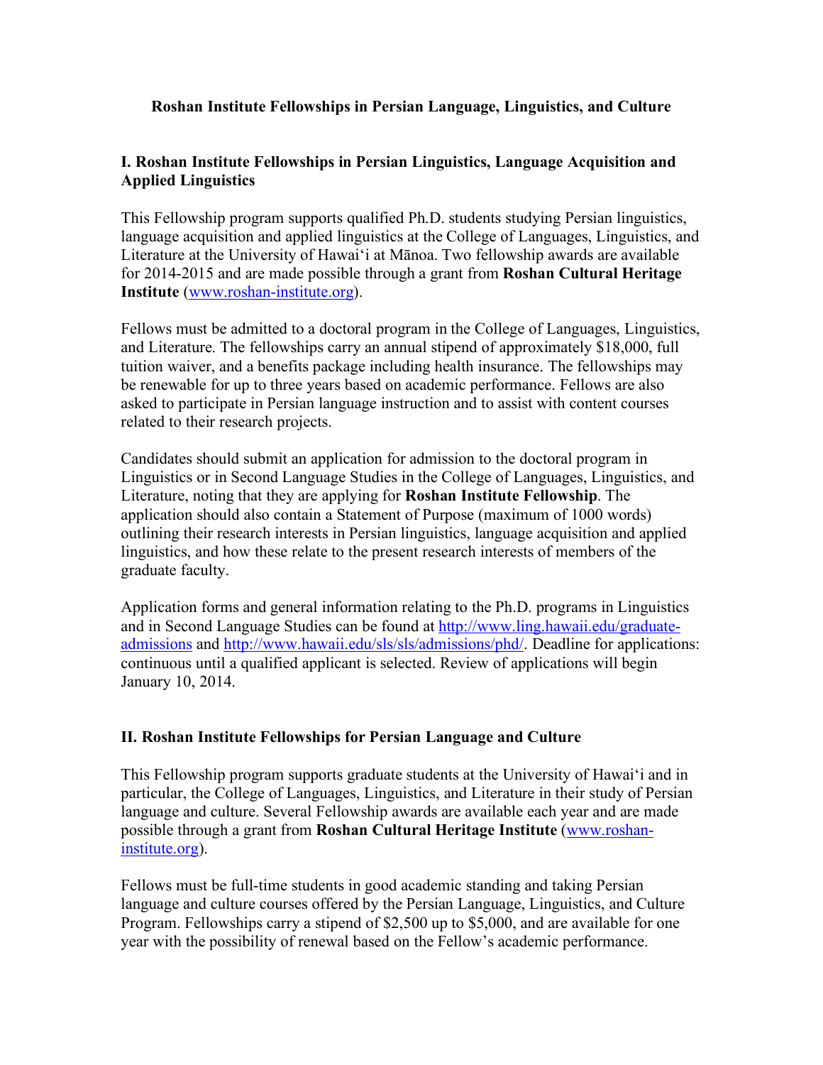# Roshan Institute Fellowships in Persian Language, Linguistics, and Culture

## I. Roshan Institute Fellowships in Persian Linguistics, Language Acquisition and Applied Linguistics

This Fellowship program supports qualified Ph.D. students studying Persian linguistics, language acquisition and applied linguistics at the College of Languages, Linguistics, and Literature at the University of Hawaiʻi at Mānoa. Two fellowship awards are available for 2014-2015 and are made possible through a grant from **Roshan Cultural Heritage Institute** ([www.roshan-institute.org](http://www.roshan-institute.org)).

Fellows must be admitted to a doctoral program in the College of Languages, Linguistics, and Literature. The fellowships carry an annual stipend of approximately $18,000, full tuition waiver, and a benefits package including health insurance. The fellowships may be renewable for up to three years based on academic performance. Fellows are also asked to participate in Persian language instruction and to assist with content courses related to their research projects.

Candidates should submit an application for admission to the doctoral program in Linguistics or in Second Language Studies in the College of Languages, Linguistics, and Literature, noting that they are applying for **Roshan Institute Fellowship**. The application should also contain a Statement of Purpose (maximum of 1000 words) outlining their research interests in Persian linguistics, language acquisition and applied linguistics, and how these relate to the present research interests of members of the graduate faculty.

Application forms and general information relating to the Ph.D. programs in Linguistics and in Second Language Studies can be found at [http://www.ling.hawaii.edu/graduate-admissions](http://www.ling.hawaii.edu/graduate-admissions) and [http://www.hawaii.edu/sls/sls/admissions/phd/](http://www.hawaii.edu/sls/sls/admissions/phd/). Deadline for applications: continuous until a qualified applicant is selected. Review of applications will begin January 10, 2014.

## II. Roshan Institute Fellowships for Persian Language and Culture

This Fellowship program supports graduate students at the University of Hawaiʻi and in particular, the College of Languages, Linguistics, and Literature in their study of Persian language and culture. Several Fellowship awards are available each year and are made possible through a grant from **Roshan Cultural Heritage Institute** ([www.roshan-institute.org](http://www.roshan-institute.org)).

Fellows must be full-time students in good academic standing and taking Persian language and culture courses offered by the Persian Language, Linguistics, and Culture Program. Fellowships carry a stipend of $2,500 up to $5,000, and are available for one year with the possibility of renewal based on the Fellow's academic performance.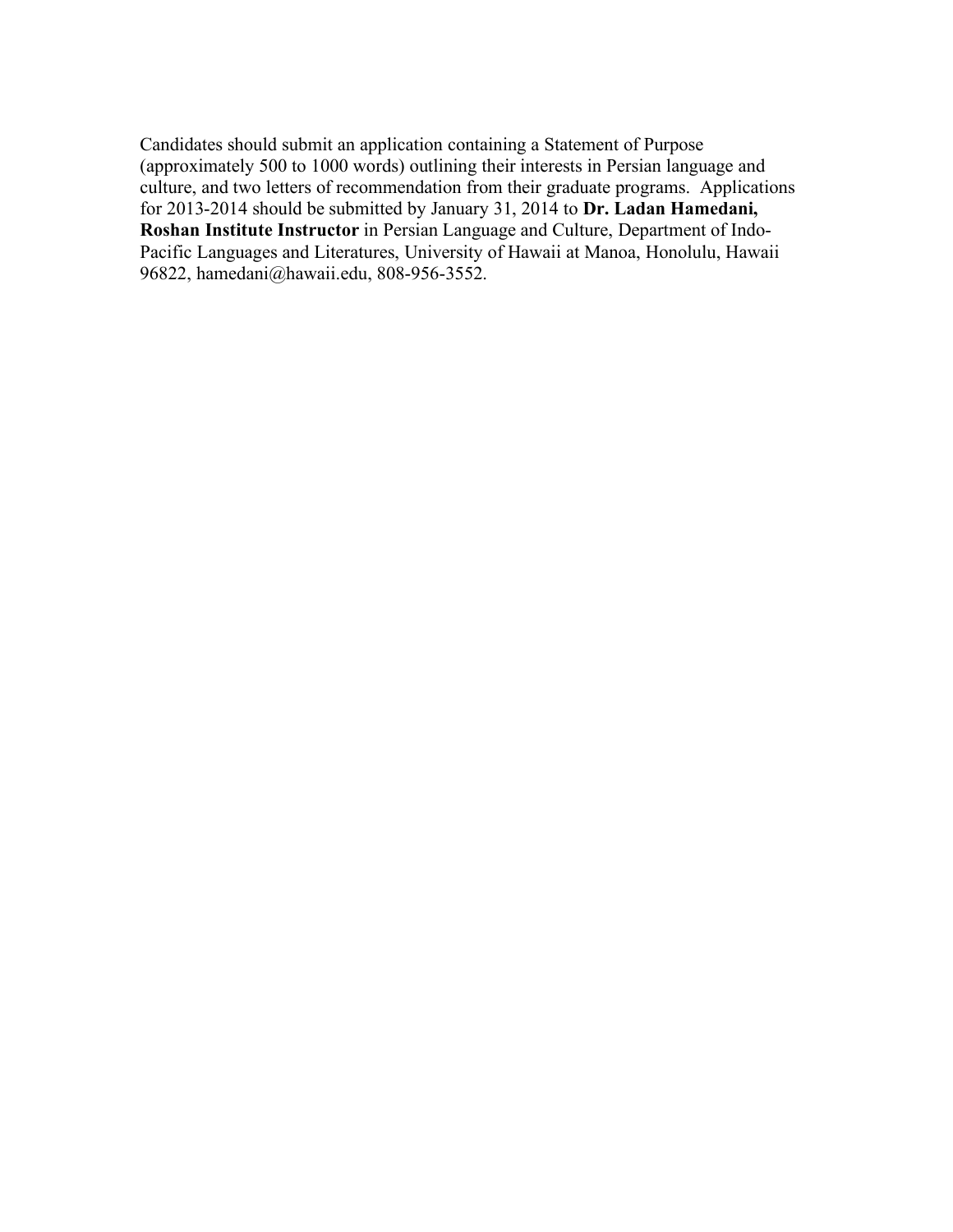Candidates should submit an application containing a Statement of Purpose (approximately 500 to 1000 words) outlining their interests in Persian language and culture, and two letters of recommendation from their graduate programs. Applications for 2013-2014 should be submitted by January 31, 2014 to **Dr. Ladan Hamedani, Roshan Institute Instructor** in Persian Language and Culture, Department of Indo-Pacific Languages and Literatures, University of Hawaii at Manoa, Honolulu, Hawaii 96822, hamedani@hawaii.edu, 808-956-3552.